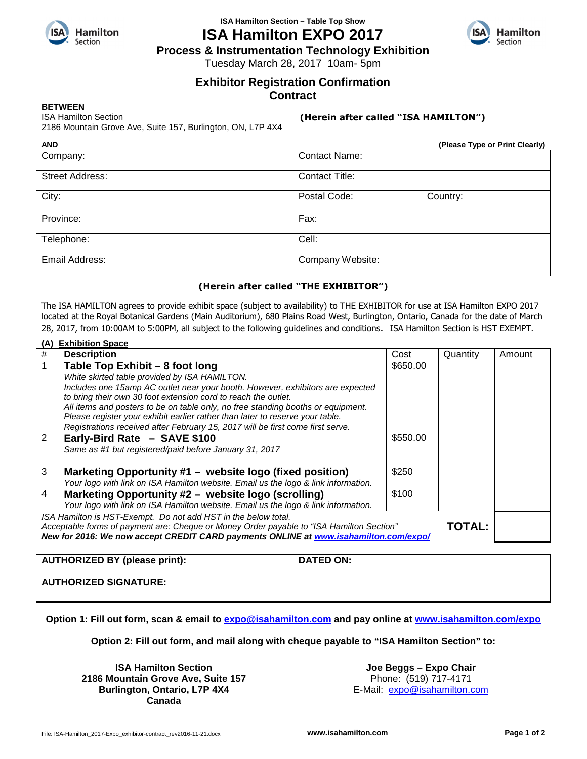ISA Hamilton Section – Table Top Show

# ISA Hamilton EXPO 2017

## Process & Instrumentation Technology Exhibition

Tuesday March 28, 2017 10am- 5pm

## Exhibitor Registration Confirmation Contract

**BETWEEN**
ISA Hamilton Section
2186 Mountain Grove Ave, Suite 157, Burlington, ON, L7P 4X4

**(Herein after called "ISA HAMILTON")**

**AND** **(Please Type or Print Clearly)**

| Company: | Contact Name: | |
|---|---|---|
| Street Address: | Contact Title: | |
| City: | Postal Code: | Country: |
| Province: | Fax: | |
| Telephone: | Cell: | |
| Email Address: | Company Website: | |

**(Herein after called "THE EXHIBITOR")**

The ISA HAMILTON agrees to provide exhibit space (subject to availability) to THE EXHIBITOR for use at ISA Hamilton EXPO 2017 located at the Royal Botanical Gardens (Main Auditorium), 680 Plains Road West, Burlington, Ontario, Canada for the date of March 28, 2017, from 10:00AM to 5:00PM, all subject to the following guidelines and conditions**.** ISA Hamilton Section is HST EXEMPT.

**(A) Exhibition Space**

| # | Description | Cost | Quantity | Amount |
|---|---|---|---|---|
| 1 | **Table Top Exhibit – 8 foot long**<br>*White skirted table provided by ISA HAMILTON.*<br>*Includes one 15amp AC outlet near your booth. However, exhibitors are expected to bring their own 30 foot extension cord to reach the outlet.*<br>*All items and posters to be on table only, no free standing booths or equipment.*<br>*Please register your exhibit earlier rather than later to reserve your table.*<br>*Registrations received after February 15, 2017 will be first come first serve.* | $650.00 | | |
| 2 | **Early-Bird Rate – SAVE $100**<br>*Same as #1 but registered/paid before January 31, 2017* | $550.00 | | |
| 3 | **Marketing Opportunity #1 – website logo (fixed position)**<br>*Your logo with link on ISA Hamilton website. Email us the logo & link information.* | $250 | | |
| 4 | **Marketing Opportunity #2 – website logo (scrolling)**<br>*Your logo with link on ISA Hamilton website. Email us the logo & link information.* | $100 | | |

*ISA Hamilton is HST-Exempt. Do not add HST in the below total.*
*Acceptable forms of payment are: Cheque or Money Order payable to "ISA Hamilton Section"*
***New for 2016: We now accept CREDIT CARD payments ONLINE at [www.isahamilton.com/expo/](www.isahamilton.com/expo/)***

**TOTAL:**

| **AUTHORIZED BY (please print):** | **DATED ON:** |
|---|---|
| **AUTHORIZED SIGNATURE:** | |

**Option 1: Fill out form, scan & email to expo@isahamilton.com and pay online at www.isahamilton.com/expo**

**Option 2: Fill out form, and mail along with cheque payable to "ISA Hamilton Section" to:**

**ISA Hamilton Section**
**2186 Mountain Grove Ave, Suite 157**
**Burlington, Ontario, L7P 4X4**
**Canada**

**Joe Beggs – Expo Chair**
Phone: (519) 717-4171
E-Mail: expo@isahamilton.com

File: ISA-Hamilton_2017-Expo_exhibitor-contract_rev2016-11-21.docx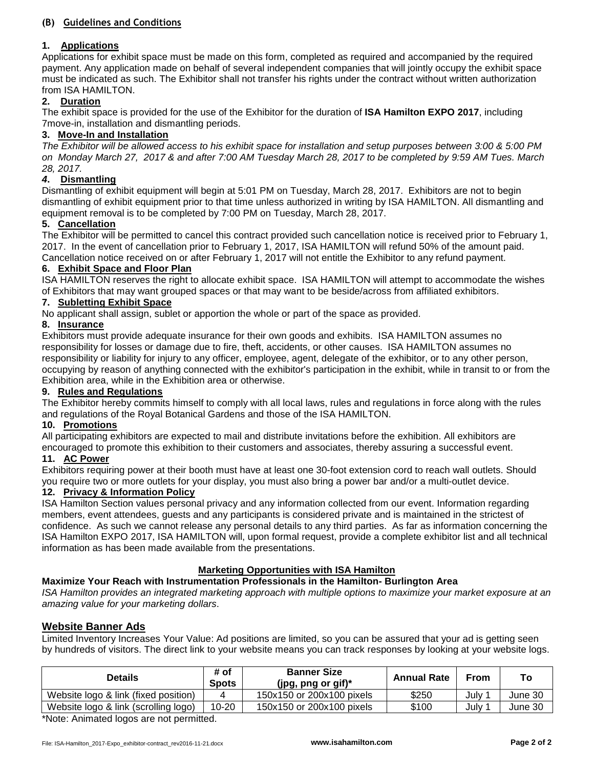## (B) Guidelines and Conditions

### 1. Applications

Applications for exhibit space must be made on this form, completed as required and accompanied by the required payment. Any application made on behalf of several independent companies that will jointly occupy the exhibit space must be indicated as such. The Exhibitor shall not transfer his rights under the contract without written authorization from ISA HAMILTON.

### 2. Duration

The exhibit space is provided for the use of the Exhibitor for the duration of **ISA Hamilton EXPO 2017**, including 7move-in, installation and dismantling periods.

### 3. Move-In and Installation

*The Exhibitor will be allowed access to his exhibit space for installation and setup purposes between 3:00 & 5:00 PM on Monday March 27, 2017 & and after 7:00 AM Tuesday March 28, 2017 to be completed by 9:59 AM Tues. March 28, 2017.*

### *4.* Dismantling

Dismantling of exhibit equipment will begin at 5:01 PM on Tuesday, March 28, 2017. Exhibitors are not to begin dismantling of exhibit equipment prior to that time unless authorized in writing by ISA HAMILTON. All dismantling and equipment removal is to be completed by 7:00 PM on Tuesday, March 28, 2017.

### 5. Cancellation

The Exhibitor will be permitted to cancel this contract provided such cancellation notice is received prior to February 1, 2017. In the event of cancellation prior to February 1, 2017, ISA HAMILTON will refund 50% of the amount paid. Cancellation notice received on or after February 1, 2017 will not entitle the Exhibitor to any refund payment.

### 6. Exhibit Space and Floor Plan

ISA HAMILTON reserves the right to allocate exhibit space. ISA HAMILTON will attempt to accommodate the wishes of Exhibitors that may want grouped spaces or that may want to be beside/across from affiliated exhibitors.

### 7. Subletting Exhibit Space

No applicant shall assign, sublet or apportion the whole or part of the space as provided.

### 8. Insurance

Exhibitors must provide adequate insurance for their own goods and exhibits. ISA HAMILTON assumes no responsibility for losses or damage due to fire, theft, accidents, or other causes. ISA HAMILTON assumes no responsibility or liability for injury to any officer, employee, agent, delegate of the exhibitor, or to any other person, occupying by reason of anything connected with the exhibitor's participation in the exhibit, while in transit to or from the Exhibition area, while in the Exhibition area or otherwise.

### 9. Rules and Regulations

The Exhibitor hereby commits himself to comply with all local laws, rules and regulations in force along with the rules and regulations of the Royal Botanical Gardens and those of the ISA HAMILTON.

### 10. Promotions

All participating exhibitors are expected to mail and distribute invitations before the exhibition. All exhibitors are encouraged to promote this exhibition to their customers and associates, thereby assuring a successful event.

### 11. AC Power

Exhibitors requiring power at their booth must have at least one 30-foot extension cord to reach wall outlets. Should you require two or more outlets for your display, you must also bring a power bar and/or a multi-outlet device.

### 12. Privacy & Information Policy

ISA Hamilton Section values personal privacy and any information collected from our event. Information regarding members, event attendees, guests and any participants is considered private and is maintained in the strictest of confidence. As such we cannot release any personal details to any third parties. As far as information concerning the ISA Hamilton EXPO 2017, ISA HAMILTON will, upon formal request, provide a complete exhibitor list and all technical information as has been made available from the presentations.

## Marketing Opportunities with ISA Hamilton

**Maximize Your Reach with Instrumentation Professionals in the Hamilton- Burlington Area**

*ISA Hamilton provides an integrated marketing approach with multiple options to maximize your market exposure at an amazing value for your marketing dollars*.

## Website Banner Ads

Limited Inventory Increases Your Value: Ad positions are limited, so you can be assured that your ad is getting seen by hundreds of visitors. The direct link to your website means you can track responses by looking at your website logs.

| Details | # of Spots | Banner Size (jpg, png or gif)* | Annual Rate | From | To |
|---|---|---|---|---|---|
| Website logo & link (fixed position) | 4 | 150x150 or 200x100 pixels | $250 | July 1 | June 30 |
| Website logo & link (scrolling logo) | 10-20 | 150x150 or 200x100 pixels | $100 | July 1 | June 30 |

*Note: Animated logos are not permitted.

File: ISA-Hamilton_2017-Expo_exhibitor-contract_rev2016-11-21.docx

**www.isahamilton.com**